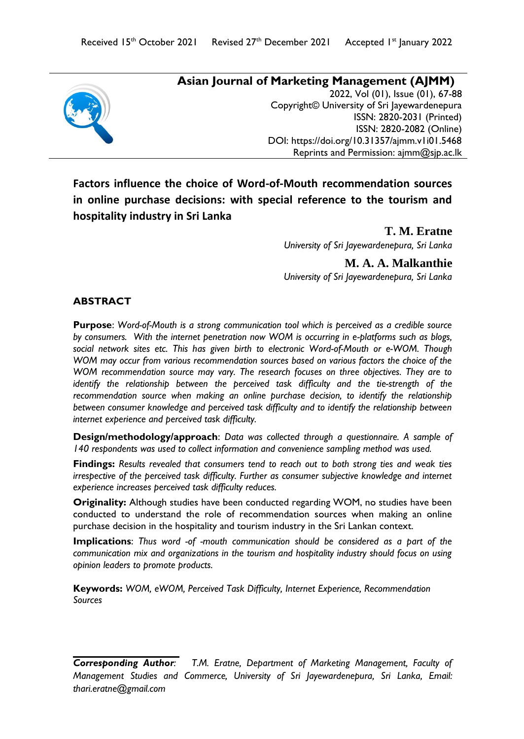Received 15th October 2021 Revised 27th December 2021 Accepted 1st January 2022

**Asian Journal of Marketing Management (AJMM)**
2022, Vol (01), Issue (01), 67-88
Copyright© University of Sri Jayewardenepura
ISSN: 2820-2031 (Printed)
ISSN: 2820-2082 (Online)
DOI: https://doi.org/10.31357/ajmm.v1i01.5468
Reprints and Permission: ajmm@sjp.ac.lk

# Factors influence the choice of Word-of-Mouth recommendation sources in online purchase decisions: with special reference to the tourism and hospitality industry in Sri Lanka

**T. M. Eratne**
*University of Sri Jayewardenepura, Sri Lanka*

**M. A. A. Malkanthie**
*University of Sri Jayewardenepura, Sri Lanka*

## ABSTRACT

**Purpose**: *Word-of-Mouth is a strong communication tool which is perceived as a credible source by consumers. With the internet penetration now WOM is occurring in e-platforms such as blogs, social network sites etc. This has given birth to electronic Word-of-Mouth or e-WOM. Though WOM may occur from various recommendation sources based on various factors the choice of the WOM recommendation source may vary. The research focuses on three objectives. They are to identify the relationship between the perceived task difficulty and the tie-strength of the recommendation source when making an online purchase decision, to identify the relationship between consumer knowledge and perceived task difficulty and to identify the relationship between internet experience and perceived task difficulty.*

**Design/methodology/approach**: *Data was collected through a questionnaire. A sample of 140 respondents was used to collect information and convenience sampling method was used.*

**Findings:** *Results revealed that consumers tend to reach out to both strong ties and weak ties irrespective of the perceived task difficulty. Further as consumer subjective knowledge and internet experience increases perceived task difficulty reduces.*

**Originality:** Although studies have been conducted regarding WOM, no studies have been conducted to understand the role of recommendation sources when making an online purchase decision in the hospitality and tourism industry in the Sri Lankan context.

**Implications**: *Thus word -of -mouth communication should be considered as a part of the communication mix and organizations in the tourism and hospitality industry should focus on using opinion leaders to promote products.*

**Keywords:** *WOM, eWOM, Perceived Task Difficulty, Internet Experience, Recommendation Sources*

***Corresponding Author**: T.M. Eratne, Department of Marketing Management, Faculty of Management Studies and Commerce, University of Sri Jayewardenepura, Sri Lanka, Email: thari.eratne@gmail.com*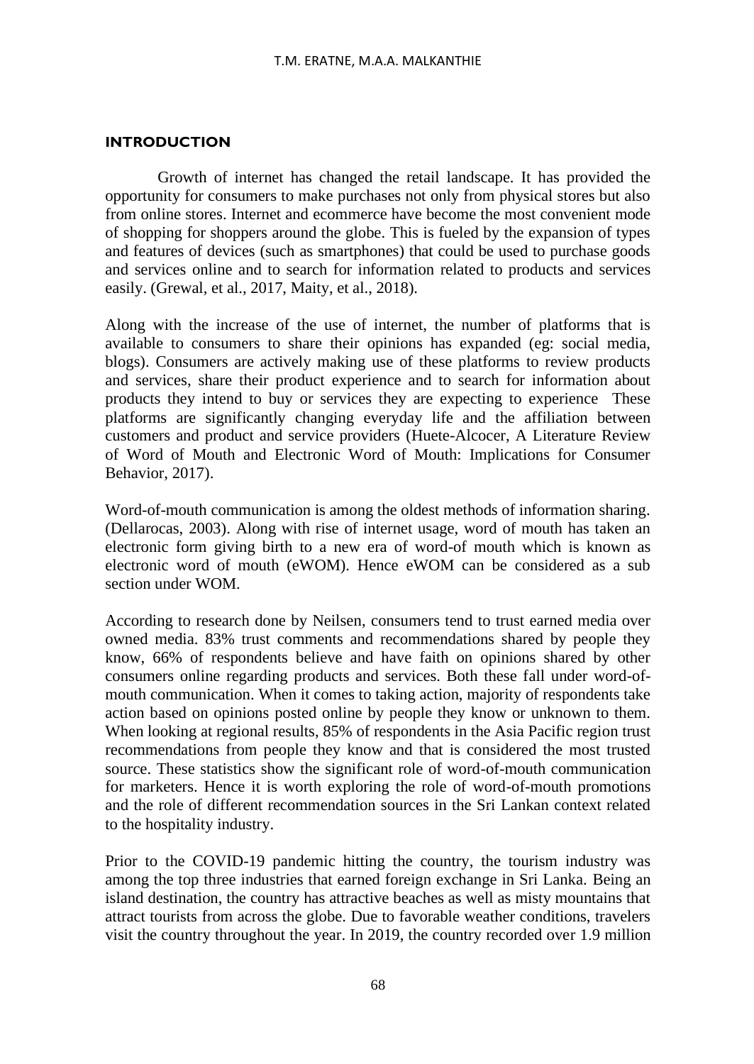## INTRODUCTION

Growth of internet has changed the retail landscape. It has provided the opportunity for consumers to make purchases not only from physical stores but also from online stores. Internet and ecommerce have become the most convenient mode of shopping for shoppers around the globe. This is fueled by the expansion of types and features of devices (such as smartphones) that could be used to purchase goods and services online and to search for information related to products and services easily. (Grewal, et al., 2017, Maity, et al., 2018).

Along with the increase of the use of internet, the number of platforms that is available to consumers to share their opinions has expanded (eg: social media, blogs). Consumers are actively making use of these platforms to review products and services, share their product experience and to search for information about products they intend to buy or services they are expecting to experience These platforms are significantly changing everyday life and the affiliation between customers and product and service providers (Huete-Alcocer, A Literature Review of Word of Mouth and Electronic Word of Mouth: Implications for Consumer Behavior, 2017).

Word-of-mouth communication is among the oldest methods of information sharing. (Dellarocas, 2003). Along with rise of internet usage, word of mouth has taken an electronic form giving birth to a new era of word-of mouth which is known as electronic word of mouth (eWOM). Hence eWOM can be considered as a sub section under WOM.

According to research done by Neilsen, consumers tend to trust earned media over owned media. 83% trust comments and recommendations shared by people they know, 66% of respondents believe and have faith on opinions shared by other consumers online regarding products and services. Both these fall under word-of-mouth communication. When it comes to taking action, majority of respondents take action based on opinions posted online by people they know or unknown to them. When looking at regional results, 85% of respondents in the Asia Pacific region trust recommendations from people they know and that is considered the most trusted source. These statistics show the significant role of word-of-mouth communication for marketers. Hence it is worth exploring the role of word-of-mouth promotions and the role of different recommendation sources in the Sri Lankan context related to the hospitality industry.

Prior to the COVID-19 pandemic hitting the country, the tourism industry was among the top three industries that earned foreign exchange in Sri Lanka. Being an island destination, the country has attractive beaches as well as misty mountains that attract tourists from across the globe. Due to favorable weather conditions, travelers visit the country throughout the year. In 2019, the country recorded over 1.9 million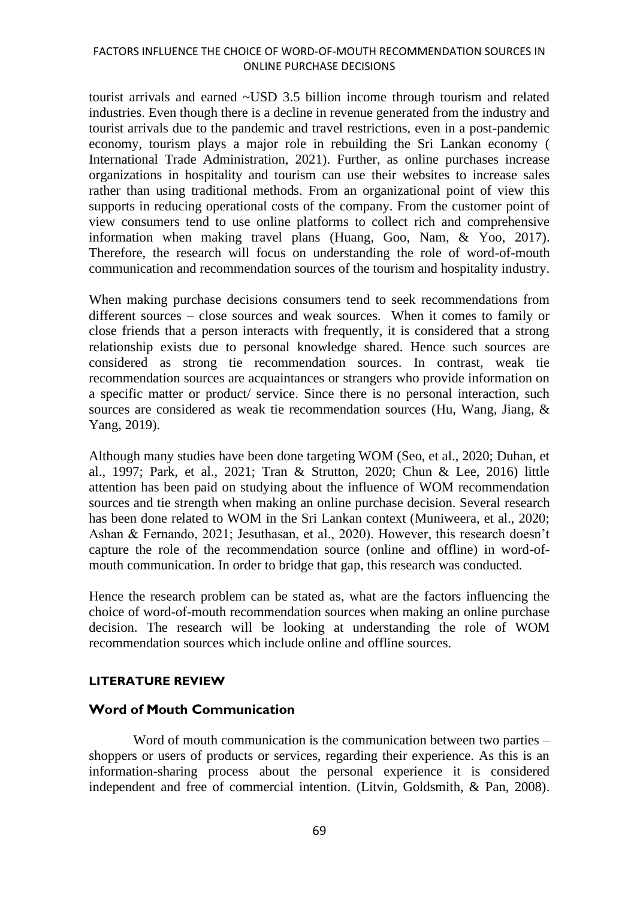tourist arrivals and earned ~USD 3.5 billion income through tourism and related industries. Even though there is a decline in revenue generated from the industry and tourist arrivals due to the pandemic and travel restrictions, even in a post-pandemic economy, tourism plays a major role in rebuilding the Sri Lankan economy ( International Trade Administration, 2021). Further, as online purchases increase organizations in hospitality and tourism can use their websites to increase sales rather than using traditional methods. From an organizational point of view this supports in reducing operational costs of the company. From the customer point of view consumers tend to use online platforms to collect rich and comprehensive information when making travel plans (Huang, Goo, Nam, & Yoo, 2017). Therefore, the research will focus on understanding the role of word-of-mouth communication and recommendation sources of the tourism and hospitality industry.

When making purchase decisions consumers tend to seek recommendations from different sources – close sources and weak sources. When it comes to family or close friends that a person interacts with frequently, it is considered that a strong relationship exists due to personal knowledge shared. Hence such sources are considered as strong tie recommendation sources. In contrast, weak tie recommendation sources are acquaintances or strangers who provide information on a specific matter or product/ service. Since there is no personal interaction, such sources are considered as weak tie recommendation sources (Hu, Wang, Jiang, & Yang, 2019).

Although many studies have been done targeting WOM (Seo, et al., 2020; Duhan, et al., 1997; Park, et al., 2021; Tran & Strutton, 2020; Chun & Lee, 2016) little attention has been paid on studying about the influence of WOM recommendation sources and tie strength when making an online purchase decision. Several research has been done related to WOM in the Sri Lankan context (Muniweera, et al., 2020; Ashan & Fernando, 2021; Jesuthasan, et al., 2020). However, this research doesn't capture the role of the recommendation source (online and offline) in word-of-mouth communication. In order to bridge that gap, this research was conducted.

Hence the research problem can be stated as, what are the factors influencing the choice of word-of-mouth recommendation sources when making an online purchase decision. The research will be looking at understanding the role of WOM recommendation sources which include online and offline sources.

## LITERATURE REVIEW

### Word of Mouth Communication

Word of mouth communication is the communication between two parties – shoppers or users of products or services, regarding their experience. As this is an information-sharing process about the personal experience it is considered independent and free of commercial intention. (Litvin, Goldsmith, & Pan, 2008).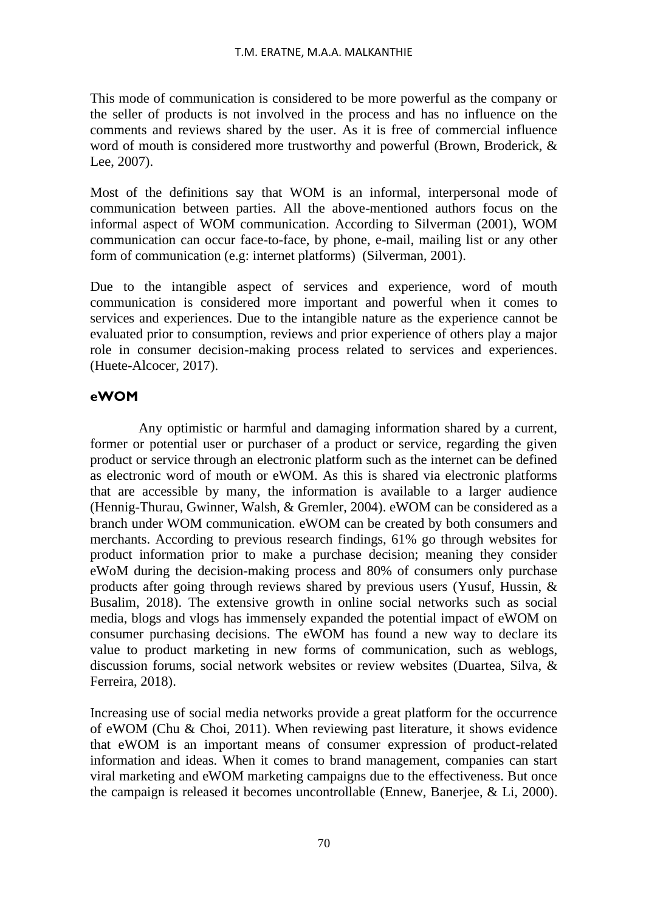This mode of communication is considered to be more powerful as the company or the seller of products is not involved in the process and has no influence on the comments and reviews shared by the user. As it is free of commercial influence word of mouth is considered more trustworthy and powerful (Brown, Broderick, & Lee, 2007).

Most of the definitions say that WOM is an informal, interpersonal mode of communication between parties. All the above-mentioned authors focus on the informal aspect of WOM communication. According to Silverman (2001), WOM communication can occur face-to-face, by phone, e-mail, mailing list or any other form of communication (e.g: internet platforms) (Silverman, 2001).

Due to the intangible aspect of services and experience, word of mouth communication is considered more important and powerful when it comes to services and experiences. Due to the intangible nature as the experience cannot be evaluated prior to consumption, reviews and prior experience of others play a major role in consumer decision-making process related to services and experiences. (Huete-Alcocer, 2017).

## eWOM

Any optimistic or harmful and damaging information shared by a current, former or potential user or purchaser of a product or service, regarding the given product or service through an electronic platform such as the internet can be defined as electronic word of mouth or eWOM. As this is shared via electronic platforms that are accessible by many, the information is available to a larger audience (Hennig-Thurau, Gwinner, Walsh, & Gremler, 2004). eWOM can be considered as a branch under WOM communication. eWOM can be created by both consumers and merchants. According to previous research findings, 61% go through websites for product information prior to make a purchase decision; meaning they consider eWoM during the decision-making process and 80% of consumers only purchase products after going through reviews shared by previous users (Yusuf, Hussin, & Busalim, 2018). The extensive growth in online social networks such as social media, blogs and vlogs has immensely expanded the potential impact of eWOM on consumer purchasing decisions. The eWOM has found a new way to declare its value to product marketing in new forms of communication, such as weblogs, discussion forums, social network websites or review websites (Duartea, Silva, & Ferreira, 2018).

Increasing use of social media networks provide a great platform for the occurrence of eWOM (Chu & Choi, 2011). When reviewing past literature, it shows evidence that eWOM is an important means of consumer expression of product-related information and ideas. When it comes to brand management, companies can start viral marketing and eWOM marketing campaigns due to the effectiveness. But once the campaign is released it becomes uncontrollable (Ennew, Banerjee, & Li, 2000).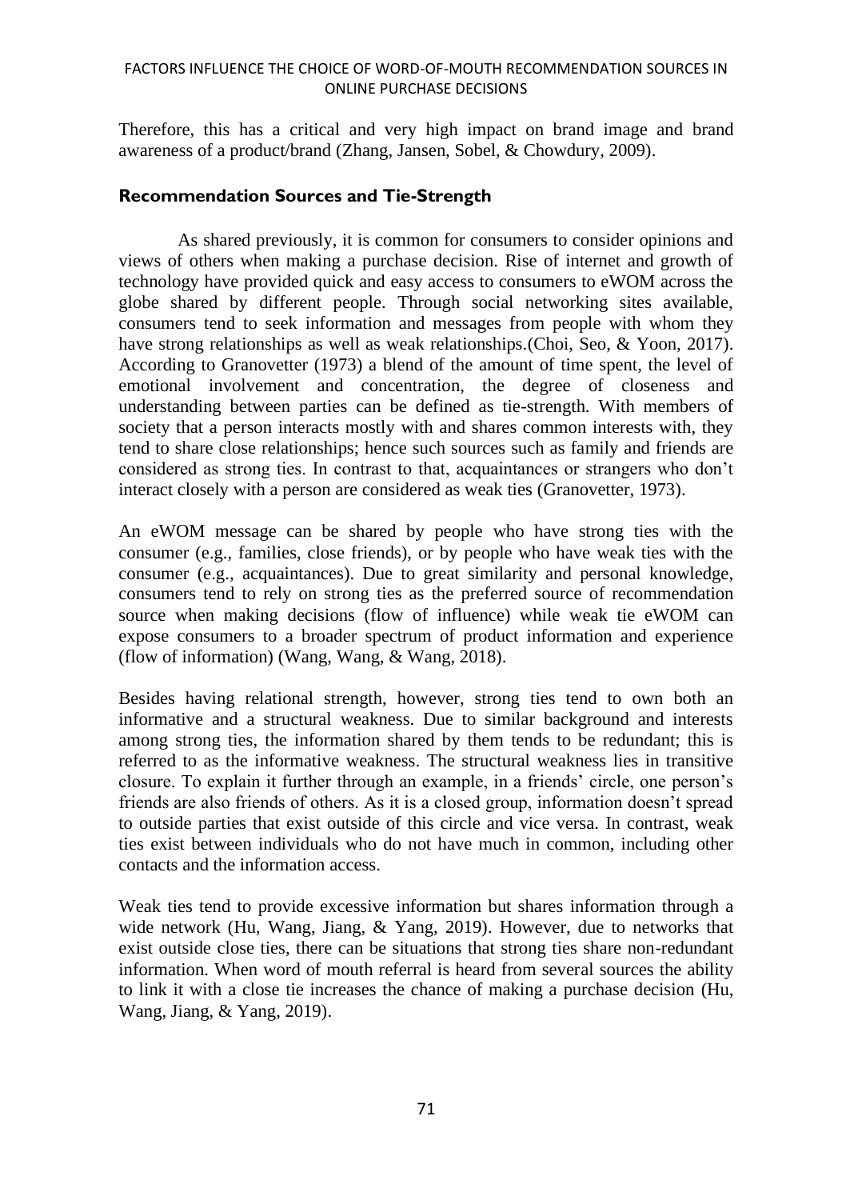Therefore, this has a critical and very high impact on brand image and brand awareness of a product/brand (Zhang, Jansen, Sobel, & Chowdury, 2009).

### Recommendation Sources and Tie-Strength

As shared previously, it is common for consumers to consider opinions and views of others when making a purchase decision. Rise of internet and growth of technology have provided quick and easy access to consumers to eWOM across the globe shared by different people. Through social networking sites available, consumers tend to seek information and messages from people with whom they have strong relationships as well as weak relationships.(Choi, Seo, & Yoon, 2017). According to Granovetter (1973) a blend of the amount of time spent, the level of emotional involvement and concentration, the degree of closeness and understanding between parties can be defined as tie-strength. With members of society that a person interacts mostly with and shares common interests with, they tend to share close relationships; hence such sources such as family and friends are considered as strong ties. In contrast to that, acquaintances or strangers who don't interact closely with a person are considered as weak ties (Granovetter, 1973).

An eWOM message can be shared by people who have strong ties with the consumer (e.g., families, close friends), or by people who have weak ties with the consumer (e.g., acquaintances). Due to great similarity and personal knowledge, consumers tend to rely on strong ties as the preferred source of recommendation source when making decisions (flow of influence) while weak tie eWOM can expose consumers to a broader spectrum of product information and experience (flow of information) (Wang, Wang, & Wang, 2018).

Besides having relational strength, however, strong ties tend to own both an informative and a structural weakness. Due to similar background and interests among strong ties, the information shared by them tends to be redundant; this is referred to as the informative weakness. The structural weakness lies in transitive closure. To explain it further through an example, in a friends' circle, one person's friends are also friends of others. As it is a closed group, information doesn't spread to outside parties that exist outside of this circle and vice versa. In contrast, weak ties exist between individuals who do not have much in common, including other contacts and the information access.

Weak ties tend to provide excessive information but shares information through a wide network (Hu, Wang, Jiang, & Yang, 2019). However, due to networks that exist outside close ties, there can be situations that strong ties share non-redundant information. When word of mouth referral is heard from several sources the ability to link it with a close tie increases the chance of making a purchase decision (Hu, Wang, Jiang, & Yang, 2019).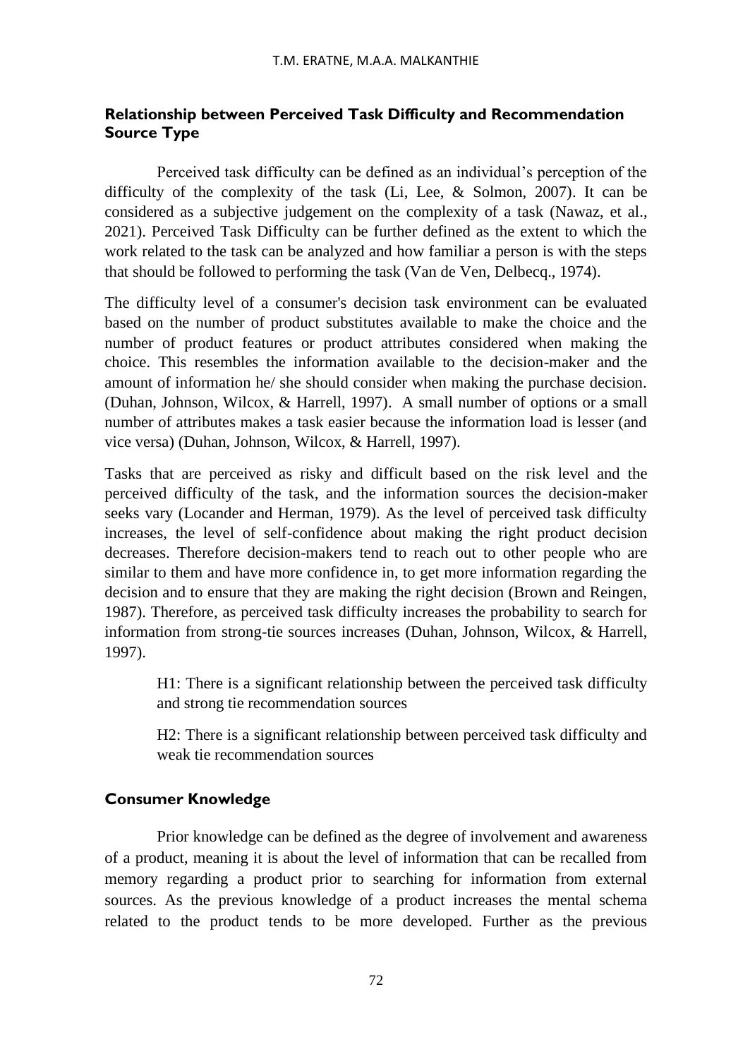### Relationship between Perceived Task Difficulty and Recommendation Source Type

Perceived task difficulty can be defined as an individual's perception of the difficulty of the complexity of the task (Li, Lee, & Solmon, 2007). It can be considered as a subjective judgement on the complexity of a task (Nawaz, et al., 2021). Perceived Task Difficulty can be further defined as the extent to which the work related to the task can be analyzed and how familiar a person is with the steps that should be followed to performing the task (Van de Ven, Delbecq., 1974).

The difficulty level of a consumer's decision task environment can be evaluated based on the number of product substitutes available to make the choice and the number of product features or product attributes considered when making the choice. This resembles the information available to the decision-maker and the amount of information he/ she should consider when making the purchase decision. (Duhan, Johnson, Wilcox, & Harrell, 1997). A small number of options or a small number of attributes makes a task easier because the information load is lesser (and vice versa) (Duhan, Johnson, Wilcox, & Harrell, 1997).

Tasks that are perceived as risky and difficult based on the risk level and the perceived difficulty of the task, and the information sources the decision-maker seeks vary (Locander and Herman, 1979). As the level of perceived task difficulty increases, the level of self-confidence about making the right product decision decreases. Therefore decision-makers tend to reach out to other people who are similar to them and have more confidence in, to get more information regarding the decision and to ensure that they are making the right decision (Brown and Reingen, 1987). Therefore, as perceived task difficulty increases the probability to search for information from strong-tie sources increases (Duhan, Johnson, Wilcox, & Harrell, 1997).

> H1: There is a significant relationship between the perceived task difficulty and strong tie recommendation sources
>
> H2: There is a significant relationship between perceived task difficulty and weak tie recommendation sources

### Consumer Knowledge

Prior knowledge can be defined as the degree of involvement and awareness of a product, meaning it is about the level of information that can be recalled from memory regarding a product prior to searching for information from external sources. As the previous knowledge of a product increases the mental schema related to the product tends to be more developed. Further as the previous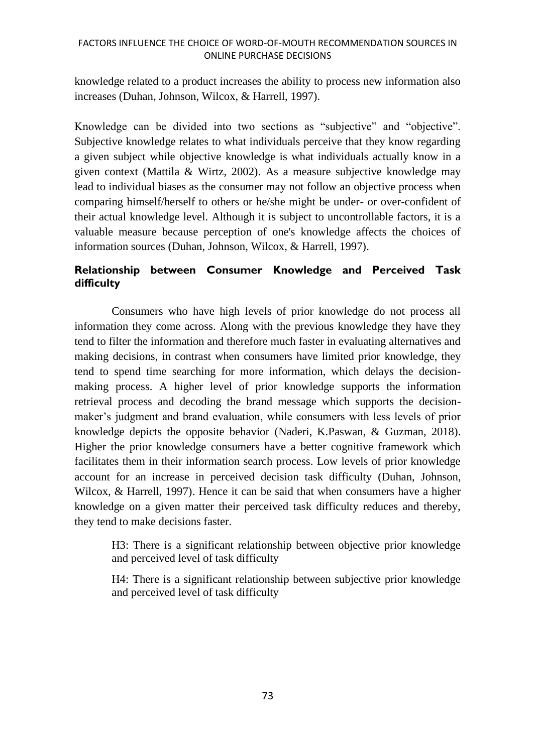knowledge related to a product increases the ability to process new information also increases (Duhan, Johnson, Wilcox, & Harrell, 1997).

Knowledge can be divided into two sections as "subjective" and "objective". Subjective knowledge relates to what individuals perceive that they know regarding a given subject while objective knowledge is what individuals actually know in a given context (Mattila & Wirtz, 2002). As a measure subjective knowledge may lead to individual biases as the consumer may not follow an objective process when comparing himself/herself to others or he/she might be under- or over-confident of their actual knowledge level. Although it is subject to uncontrollable factors, it is a valuable measure because perception of one's knowledge affects the choices of information sources (Duhan, Johnson, Wilcox, & Harrell, 1997).

## Relationship between Consumer Knowledge and Perceived Task difficulty

Consumers who have high levels of prior knowledge do not process all information they come across. Along with the previous knowledge they have they tend to filter the information and therefore much faster in evaluating alternatives and making decisions, in contrast when consumers have limited prior knowledge, they tend to spend time searching for more information, which delays the decision-making process. A higher level of prior knowledge supports the information retrieval process and decoding the brand message which supports the decision-maker's judgment and brand evaluation, while consumers with less levels of prior knowledge depicts the opposite behavior (Naderi, K.Paswan, & Guzman, 2018). Higher the prior knowledge consumers have a better cognitive framework which facilitates them in their information search process. Low levels of prior knowledge account for an increase in perceived decision task difficulty (Duhan, Johnson, Wilcox, & Harrell, 1997). Hence it can be said that when consumers have a higher knowledge on a given matter their perceived task difficulty reduces and thereby, they tend to make decisions faster.

H3: There is a significant relationship between objective prior knowledge and perceived level of task difficulty

H4: There is a significant relationship between subjective prior knowledge and perceived level of task difficulty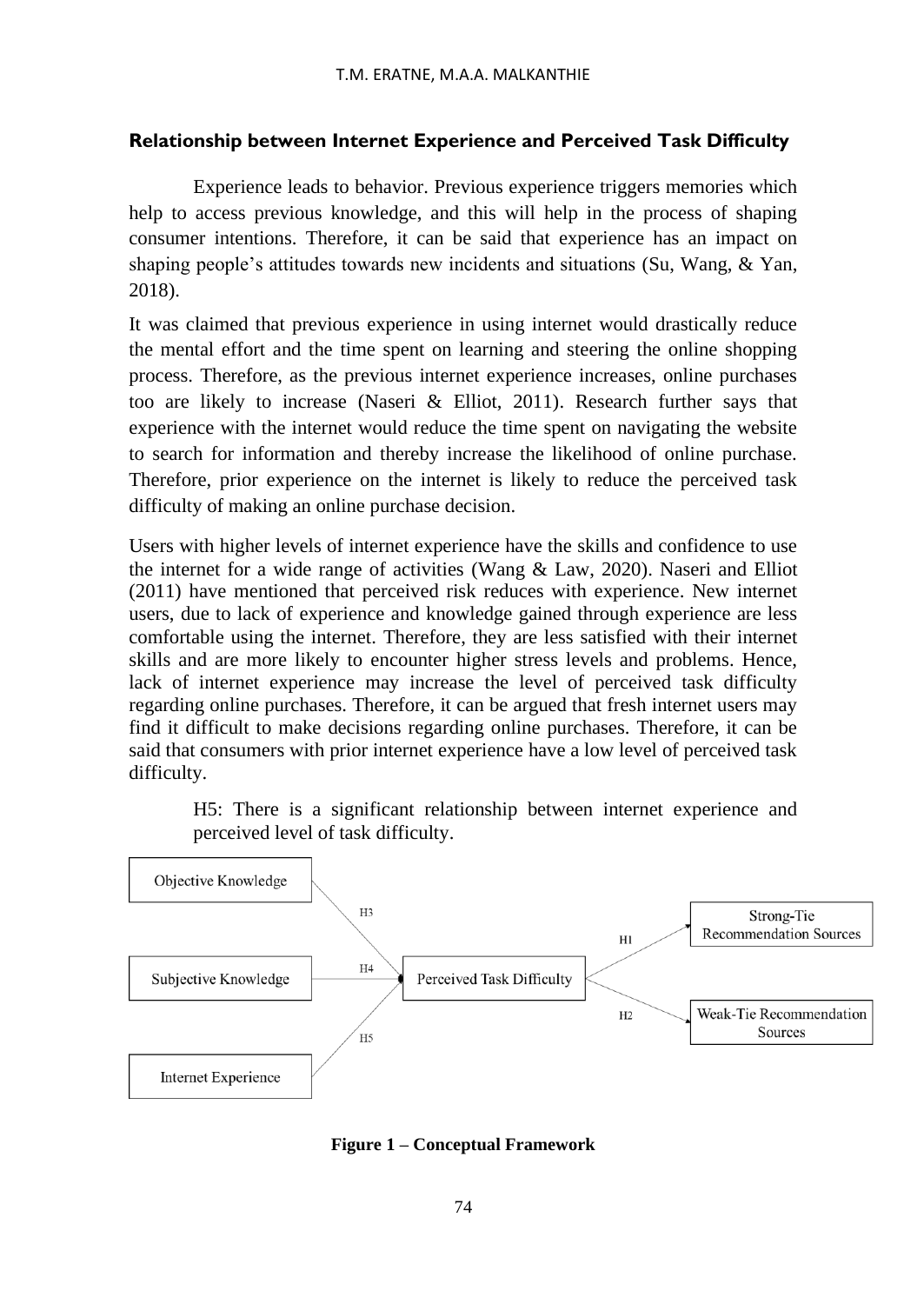### Relationship between Internet Experience and Perceived Task Difficulty

Experience leads to behavior. Previous experience triggers memories which help to access previous knowledge, and this will help in the process of shaping consumer intentions. Therefore, it can be said that experience has an impact on shaping people's attitudes towards new incidents and situations (Su, Wang, & Yan, 2018).

It was claimed that previous experience in using internet would drastically reduce the mental effort and the time spent on learning and steering the online shopping process. Therefore, as the previous internet experience increases, online purchases too are likely to increase (Naseri & Elliot, 2011). Research further says that experience with the internet would reduce the time spent on navigating the website to search for information and thereby increase the likelihood of online purchase. Therefore, prior experience on the internet is likely to reduce the perceived task difficulty of making an online purchase decision.

Users with higher levels of internet experience have the skills and confidence to use the internet for a wide range of activities (Wang & Law, 2020). Naseri and Elliot (2011) have mentioned that perceived risk reduces with experience. New internet users, due to lack of experience and knowledge gained through experience are less comfortable using the internet. Therefore, they are less satisfied with their internet skills and are more likely to encounter higher stress levels and problems. Hence, lack of internet experience may increase the level of perceived task difficulty regarding online purchases. Therefore, it can be argued that fresh internet users may find it difficult to make decisions regarding online purchases. Therefore, it can be said that consumers with prior internet experience have a low level of perceived task difficulty.

> H5: There is a significant relationship between internet experience and perceived level of task difficulty.

```
Objective Knowledge  --H3-->
Subjective Knowledge --H4-->  Perceived Task Difficulty  --H1--> Strong-Tie Recommendation Sources
Internet Experience  --H5-->                             --H2--> Weak-Tie Recommendation Sources
```

**Figure 1 – Conceptual Framework**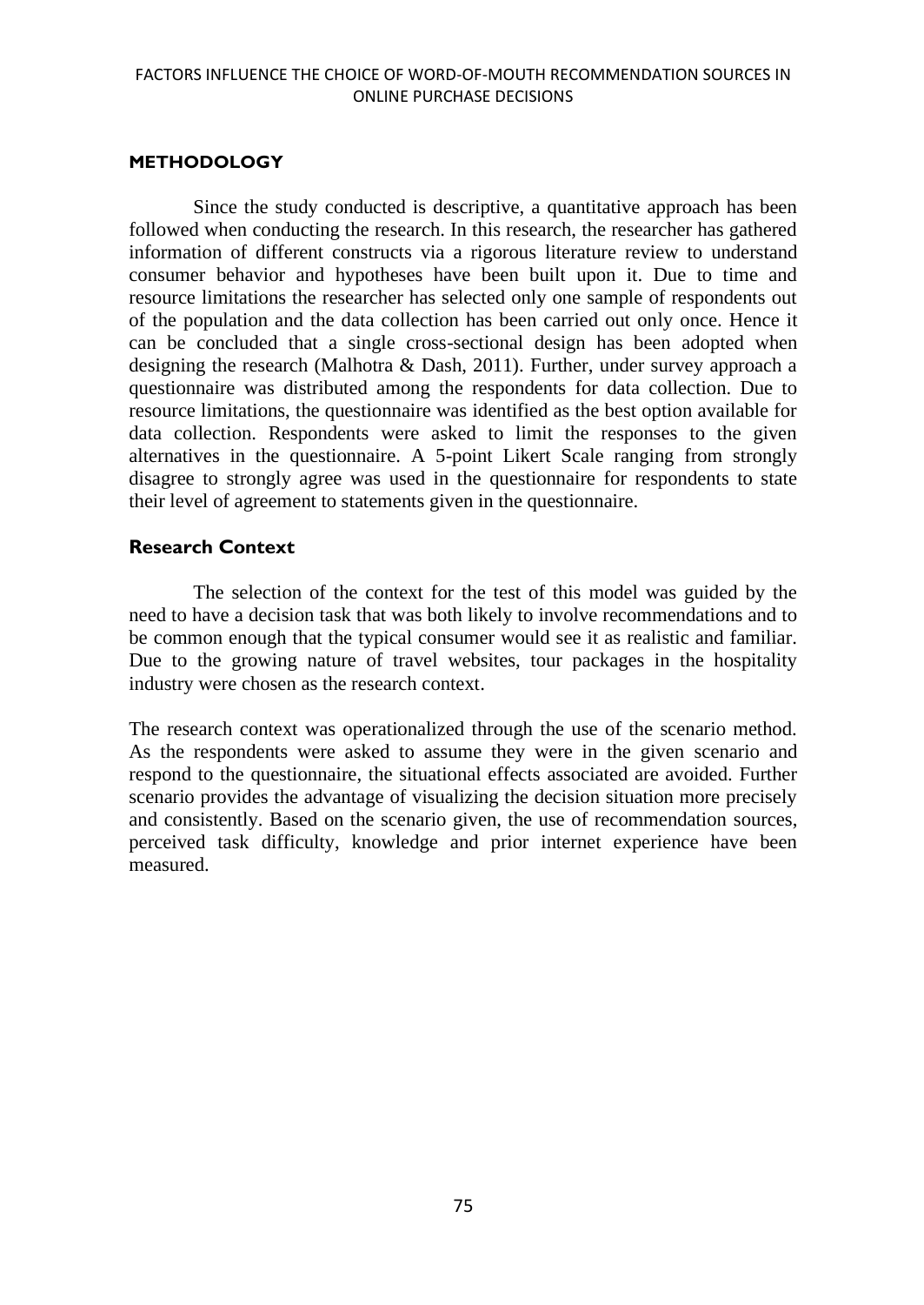## METHODOLOGY

Since the study conducted is descriptive, a quantitative approach has been followed when conducting the research. In this research, the researcher has gathered information of different constructs via a rigorous literature review to understand consumer behavior and hypotheses have been built upon it. Due to time and resource limitations the researcher has selected only one sample of respondents out of the population and the data collection has been carried out only once. Hence it can be concluded that a single cross-sectional design has been adopted when designing the research (Malhotra & Dash, 2011). Further, under survey approach a questionnaire was distributed among the respondents for data collection. Due to resource limitations, the questionnaire was identified as the best option available for data collection. Respondents were asked to limit the responses to the given alternatives in the questionnaire. A 5-point Likert Scale ranging from strongly disagree to strongly agree was used in the questionnaire for respondents to state their level of agreement to statements given in the questionnaire.

### Research Context

The selection of the context for the test of this model was guided by the need to have a decision task that was both likely to involve recommendations and to be common enough that the typical consumer would see it as realistic and familiar. Due to the growing nature of travel websites, tour packages in the hospitality industry were chosen as the research context.

The research context was operationalized through the use of the scenario method. As the respondents were asked to assume they were in the given scenario and respond to the questionnaire, the situational effects associated are avoided. Further scenario provides the advantage of visualizing the decision situation more precisely and consistently. Based on the scenario given, the use of recommendation sources, perceived task difficulty, knowledge and prior internet experience have been measured.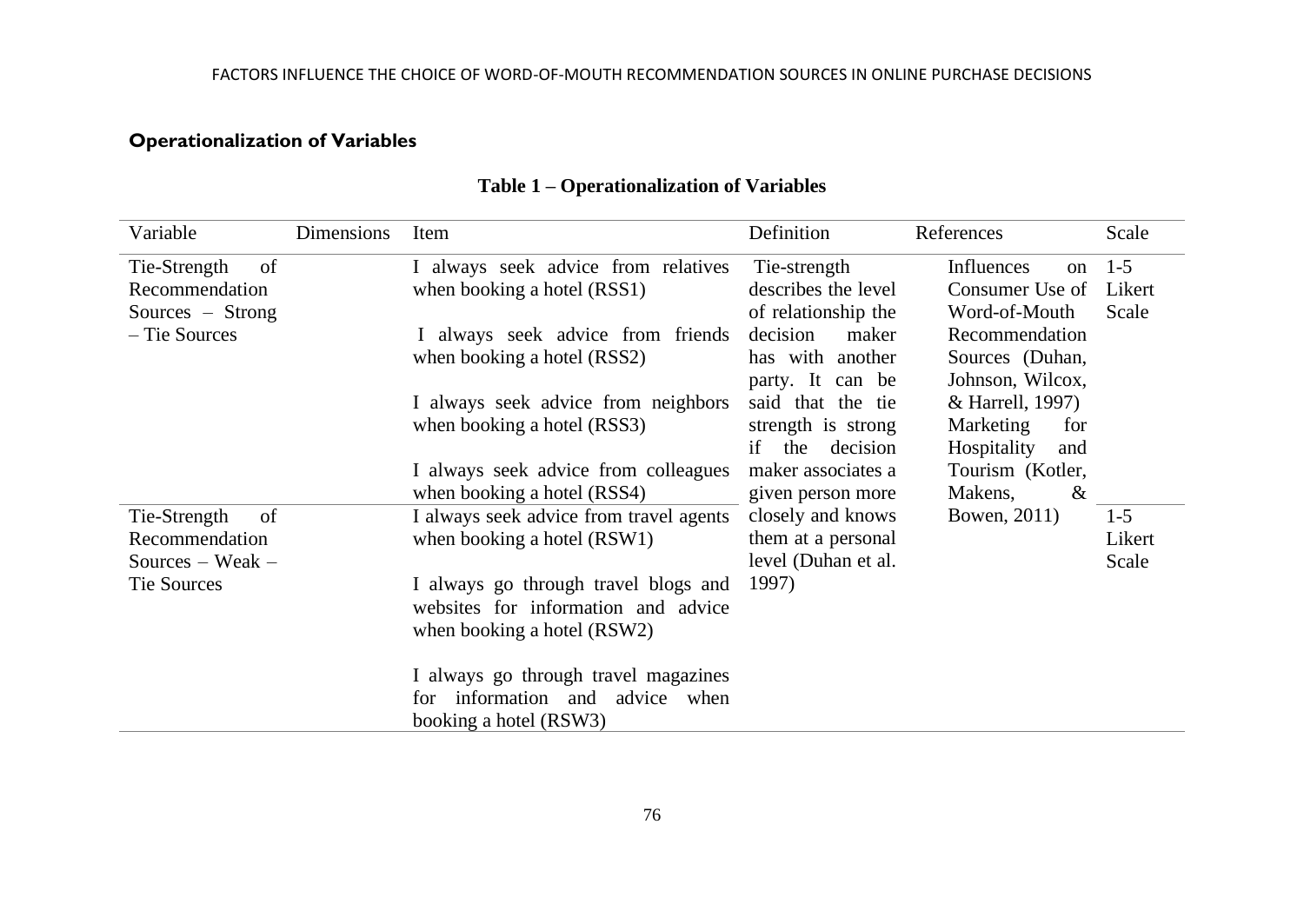## Operationalization of Variables

**Table 1 – Operationalization of Variables**

| Variable | Dimensions | Item | Definition | References | Scale |
|---|---|---|---|---|---|
| Tie-Strength of Recommendation Sources – Strong – Tie Sources | | I always seek advice from relatives when booking a hotel (RSS1)<br><br>I always seek advice from friends when booking a hotel (RSS2)<br><br>I always seek advice from neighbors when booking a hotel (RSS3)<br><br>I always seek advice from colleagues when booking a hotel (RSS4) | Tie-strength describes the level of relationship the decision maker has with another party. It can be said that the tie strength is strong if the decision maker associates a given person more closely and knows them at a personal level (Duhan et al. 1997) | Influences on Consumer Use of Word-of-Mouth Recommendation Sources (Duhan, Johnson, Wilcox, & Harrell, 1997)<br>Marketing for Hospitality and Tourism (Kotler, Makens, & Bowen, 2011) | 1-5 Likert Scale |
| Tie-Strength of Recommendation Sources – Weak – Tie Sources | | I always seek advice from travel agents when booking a hotel (RSW1)<br><br>I always go through travel blogs and websites for information and advice when booking a hotel (RSW2)<br><br>I always go through travel magazines for information and advice when booking a hotel (RSW3) | | | 1-5 Likert Scale |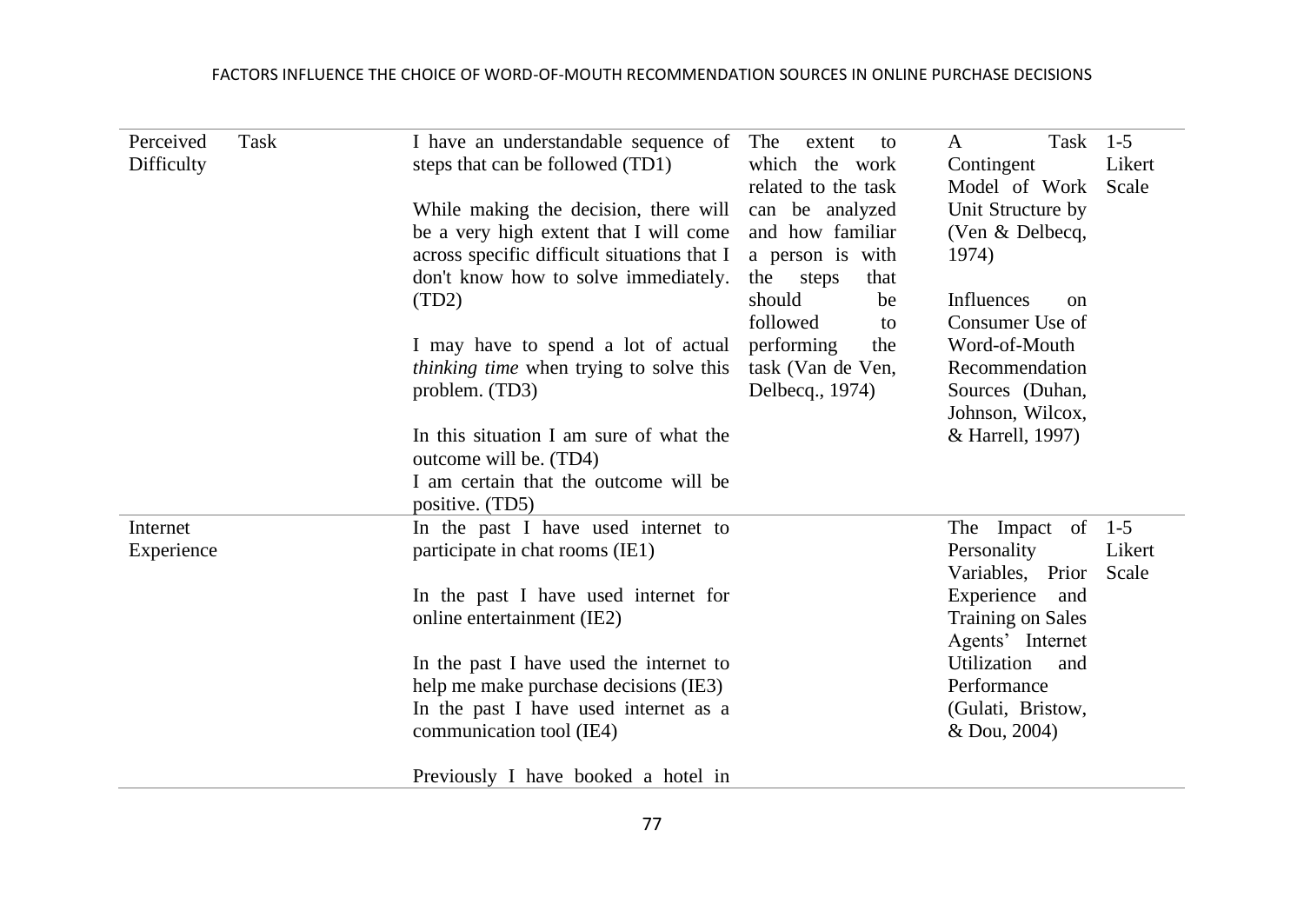| | | | | |
|---|---|---|---|---|
| Perceived Task Difficulty | I have an understandable sequence of steps that can be followed (TD1)<br><br>While making the decision, there will be a very high extent that I will come across specific difficult situations that I don't know how to solve immediately. (TD2)<br><br>I may have to spend a lot of actual *thinking time* when trying to solve this problem. (TD3)<br><br>In this situation I am sure of what the outcome will be. (TD4)<br>I am certain that the outcome will be positive. (TD5) | The extent to which the work related to the task can be analyzed and how familiar a person is with the steps that should be followed to performing the task (Van de Ven, Delbecq., 1974) | A Task Contingent Model of Work Unit Structure by (Ven & Delbecq, 1974)<br><br>Influences on Consumer Use of Word-of-Mouth Recommendation Sources (Duhan, Johnson, Wilcox, & Harrell, 1997) | 1-5 Likert Scale |
| Internet Experience | In the past I have used internet to participate in chat rooms (IE1)<br><br>In the past I have used internet for online entertainment (IE2)<br><br>In the past I have used the internet to help me make purchase decisions (IE3)<br>In the past I have used internet as a communication tool (IE4)<br><br>Previously I have booked a hotel in | | The Impact of Personality Variables, Prior Experience and Training on Sales Agents' Internet Utilization and Performance (Gulati, Bristow, & Dou, 2004) | 1-5 Likert Scale |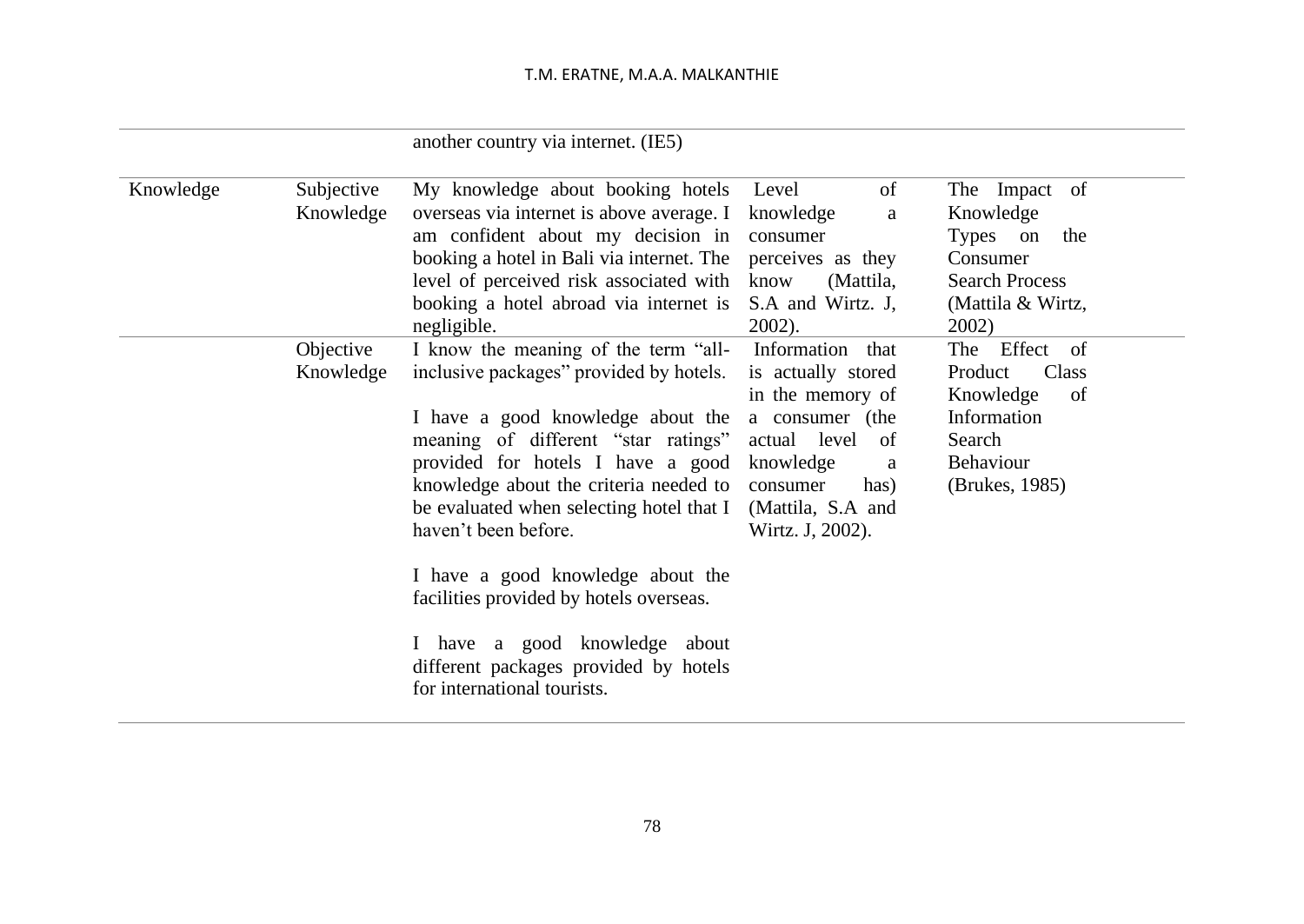| | | | | |
|---|---|---|---|---|
| | | another country via internet. (IE5) | | |
| Knowledge | Subjective Knowledge | My knowledge about booking hotels overseas via internet is above average. I am confident about my decision in booking a hotel in Bali via internet. The level of perceived risk associated with booking a hotel abroad via internet is negligible. | Level of knowledge a consumer perceives as they know (Mattila, S.A and Wirtz. J, 2002). | The Impact of Knowledge Types on the Consumer Search Process (Mattila & Wirtz, 2002) |
| | Objective Knowledge | I know the meaning of the term "all-inclusive packages" provided by hotels. <br><br> I have a good knowledge about the meaning of different "star ratings" provided for hotels I have a good knowledge about the criteria needed to be evaluated when selecting hotel that I haven't been before. <br><br> I have a good knowledge about the facilities provided by hotels overseas. <br><br> I have a good knowledge about different packages provided by hotels for international tourists. | Information that is actually stored in the memory of a consumer (the actual level of knowledge a consumer has) (Mattila, S.A and Wirtz. J, 2002). | The Effect of Product Class Knowledge of Information Search Behaviour (Brukes, 1985) |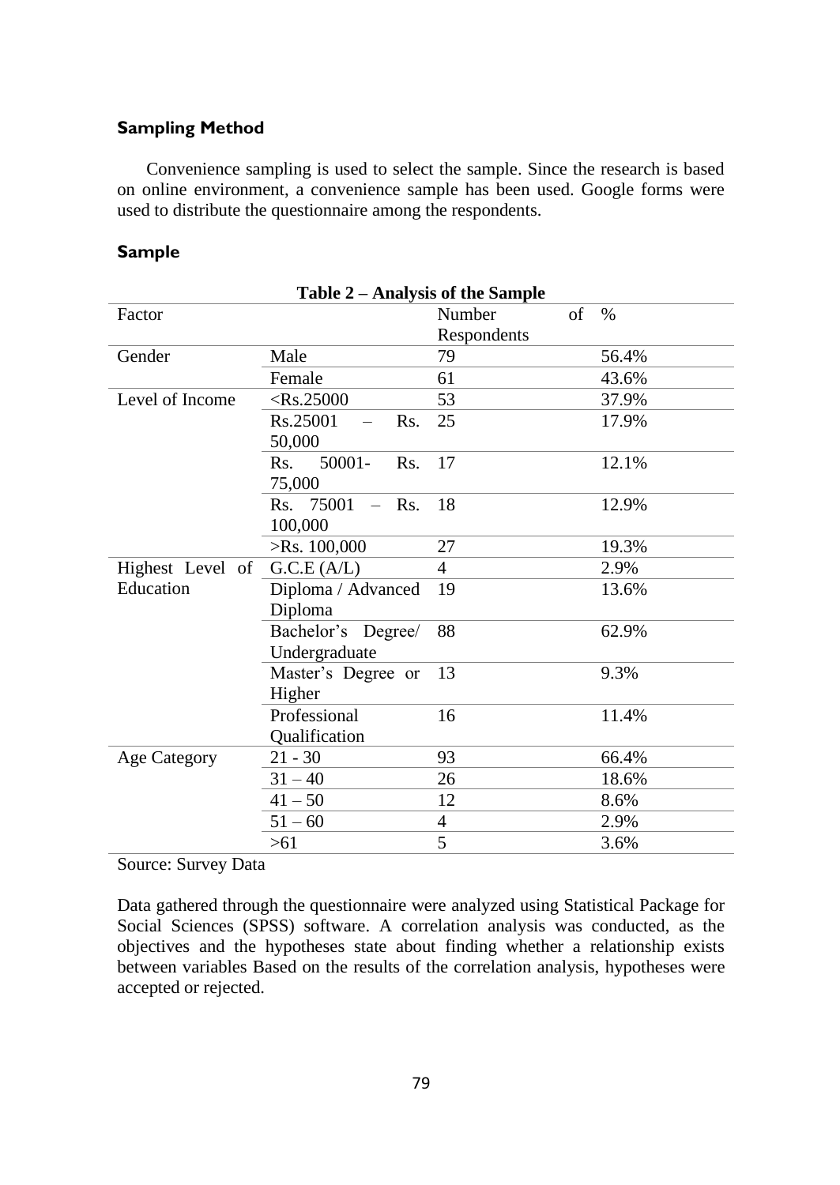### Sampling Method

Convenience sampling is used to select the sample. Since the research is based on online environment, a convenience sample has been used. Google forms were used to distribute the questionnaire among the respondents.

### Sample

**Table 2 – Analysis of the Sample**

| Factor | | Number of Respondents | % |
|---|---|---|---|
| Gender | Male | 79 | 56.4% |
| | Female | 61 | 43.6% |
| Level of Income | <Rs.25000 | 53 | 37.9% |
| | Rs.25001 – Rs. 50,000 | 25 | 17.9% |
| | Rs. 50001- Rs. 75,000 | 17 | 12.1% |
| | Rs. 75001 – Rs. 100,000 | 18 | 12.9% |
| | >Rs. 100,000 | 27 | 19.3% |
| Highest Level of Education | G.C.E (A/L) | 4 | 2.9% |
| | Diploma / Advanced Diploma | 19 | 13.6% |
| | Bachelor's Degree/ Undergraduate | 88 | 62.9% |
| | Master's Degree or Higher | 13 | 9.3% |
| | Professional Qualification | 16 | 11.4% |
| Age Category | 21 - 30 | 93 | 66.4% |
| | 31 – 40 | 26 | 18.6% |
| | 41 – 50 | 12 | 8.6% |
| | 51 – 60 | 4 | 2.9% |
| | >61 | 5 | 3.6% |

Source: Survey Data

Data gathered through the questionnaire were analyzed using Statistical Package for Social Sciences (SPSS) software. A correlation analysis was conducted, as the objectives and the hypotheses state about finding whether a relationship exists between variables Based on the results of the correlation analysis, hypotheses were accepted or rejected.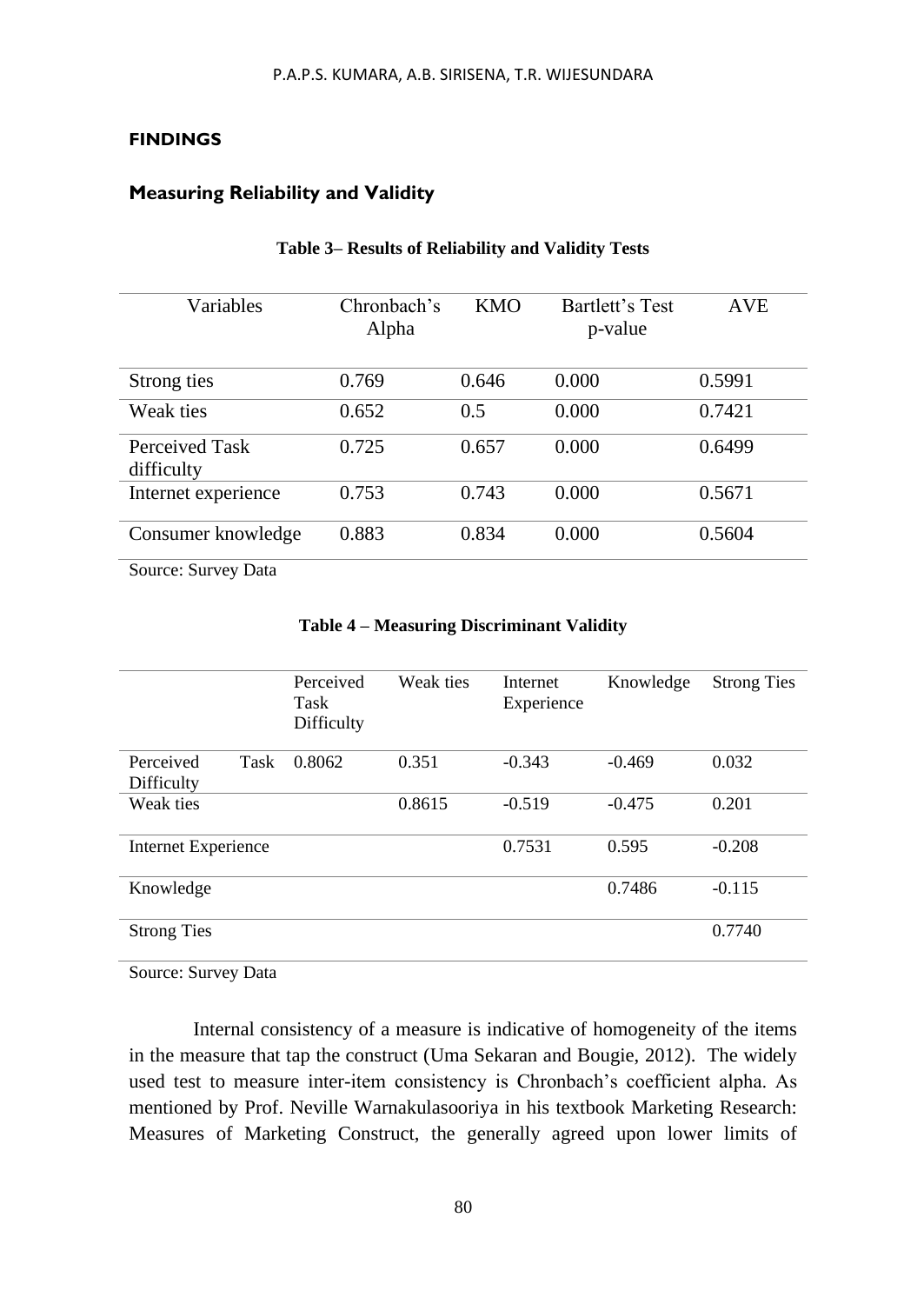## FINDINGS

### Measuring Reliability and Validity

**Table 3– Results of Reliability and Validity Tests**

| Variables | Chronbach's Alpha | KMO | Bartlett's Test p-value | AVE |
|---|---|---|---|---|
| Strong ties | 0.769 | 0.646 | 0.000 | 0.5991 |
| Weak ties | 0.652 | 0.5 | 0.000 | 0.7421 |
| Perceived Task difficulty | 0.725 | 0.657 | 0.000 | 0.6499 |
| Internet experience | 0.753 | 0.743 | 0.000 | 0.5671 |
| Consumer knowledge | 0.883 | 0.834 | 0.000 | 0.5604 |

Source: Survey Data

**Table 4 – Measuring Discriminant Validity**

| | Perceived Task Difficulty | Weak ties | Internet Experience | Knowledge | Strong Ties |
|---|---|---|---|---|---|
| Perceived Task Difficulty | 0.8062 | 0.351 | -0.343 | -0.469 | 0.032 |
| Weak ties | | 0.8615 | -0.519 | -0.475 | 0.201 |
| Internet Experience | | | 0.7531 | 0.595 | -0.208 |
| Knowledge | | | | 0.7486 | -0.115 |
| Strong Ties | | | | | 0.7740 |

Source: Survey Data

Internal consistency of a measure is indicative of homogeneity of the items in the measure that tap the construct (Uma Sekaran and Bougie, 2012). The widely used test to measure inter-item consistency is Chronbach's coefficient alpha. As mentioned by Prof. Neville Warnakulasooriya in his textbook Marketing Research: Measures of Marketing Construct, the generally agreed upon lower limits of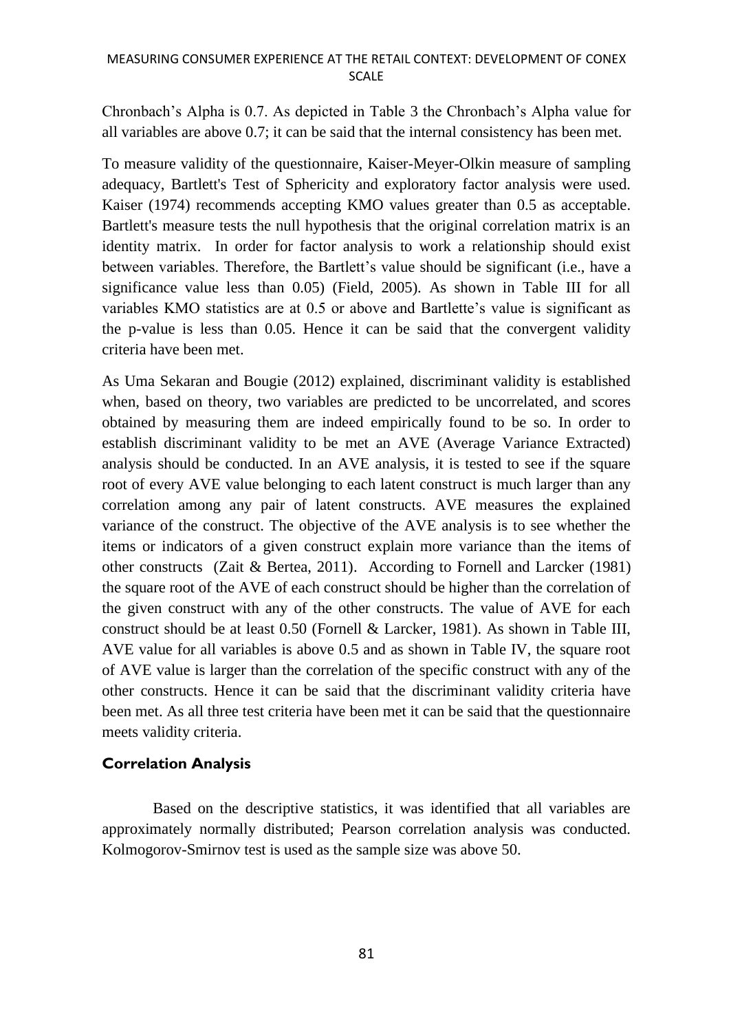Chronbach's Alpha is 0.7. As depicted in Table 3 the Chronbach's Alpha value for all variables are above 0.7; it can be said that the internal consistency has been met.

To measure validity of the questionnaire, Kaiser-Meyer-Olkin measure of sampling adequacy, Bartlett's Test of Sphericity and exploratory factor analysis were used. Kaiser (1974) recommends accepting KMO values greater than 0.5 as acceptable. Bartlett's measure tests the null hypothesis that the original correlation matrix is an identity matrix. In order for factor analysis to work a relationship should exist between variables. Therefore, the Bartlett's value should be significant (i.e., have a significance value less than 0.05) (Field, 2005). As shown in Table III for all variables KMO statistics are at 0.5 or above and Bartlette's value is significant as the p-value is less than 0.05. Hence it can be said that the convergent validity criteria have been met.

As Uma Sekaran and Bougie (2012) explained, discriminant validity is established when, based on theory, two variables are predicted to be uncorrelated, and scores obtained by measuring them are indeed empirically found to be so. In order to establish discriminant validity to be met an AVE (Average Variance Extracted) analysis should be conducted. In an AVE analysis, it is tested to see if the square root of every AVE value belonging to each latent construct is much larger than any correlation among any pair of latent constructs. AVE measures the explained variance of the construct. The objective of the AVE analysis is to see whether the items or indicators of a given construct explain more variance than the items of other constructs (Zait & Bertea, 2011). According to Fornell and Larcker (1981) the square root of the AVE of each construct should be higher than the correlation of the given construct with any of the other constructs. The value of AVE for each construct should be at least 0.50 (Fornell & Larcker, 1981). As shown in Table III, AVE value for all variables is above 0.5 and as shown in Table IV, the square root of AVE value is larger than the correlation of the specific construct with any of the other constructs. Hence it can be said that the discriminant validity criteria have been met. As all three test criteria have been met it can be said that the questionnaire meets validity criteria.

### Correlation Analysis

Based on the descriptive statistics, it was identified that all variables are approximately normally distributed; Pearson correlation analysis was conducted. Kolmogorov-Smirnov test is used as the sample size was above 50.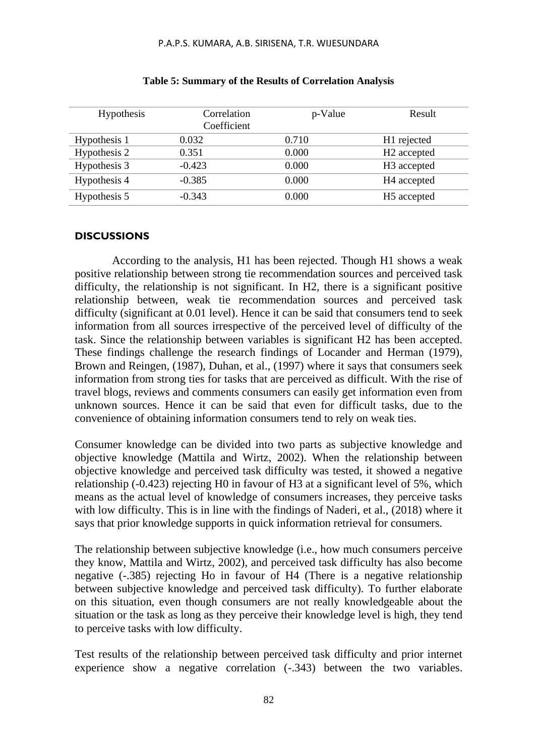**Table 5: Summary of the Results of Correlation Analysis**

| Hypothesis | Correlation Coefficient | p-Value | Result |
| --- | --- | --- | --- |
| Hypothesis 1 | 0.032 | 0.710 | H1 rejected |
| Hypothesis 2 | 0.351 | 0.000 | H2 accepted |
| Hypothesis 3 | -0.423 | 0.000 | H3 accepted |
| Hypothesis 4 | -0.385 | 0.000 | H4 accepted |
| Hypothesis 5 | -0.343 | 0.000 | H5 accepted |

## DISCUSSIONS

According to the analysis, H1 has been rejected. Though H1 shows a weak positive relationship between strong tie recommendation sources and perceived task difficulty, the relationship is not significant. In H2, there is a significant positive relationship between, weak tie recommendation sources and perceived task difficulty (significant at 0.01 level). Hence it can be said that consumers tend to seek information from all sources irrespective of the perceived level of difficulty of the task. Since the relationship between variables is significant H2 has been accepted. These findings challenge the research findings of Locander and Herman (1979), Brown and Reingen, (1987), Duhan, et al., (1997) where it says that consumers seek information from strong ties for tasks that are perceived as difficult. With the rise of travel blogs, reviews and comments consumers can easily get information even from unknown sources. Hence it can be said that even for difficult tasks, due to the convenience of obtaining information consumers tend to rely on weak ties.

Consumer knowledge can be divided into two parts as subjective knowledge and objective knowledge (Mattila and Wirtz, 2002). When the relationship between objective knowledge and perceived task difficulty was tested, it showed a negative relationship (-0.423) rejecting H0 in favour of H3 at a significant level of 5%, which means as the actual level of knowledge of consumers increases, they perceive tasks with low difficulty. This is in line with the findings of Naderi, et al., (2018) where it says that prior knowledge supports in quick information retrieval for consumers.

The relationship between subjective knowledge (i.e., how much consumers perceive they know, Mattila and Wirtz, 2002), and perceived task difficulty has also become negative (-.385) rejecting Ho in favour of H4 (There is a negative relationship between subjective knowledge and perceived task difficulty). To further elaborate on this situation, even though consumers are not really knowledgeable about the situation or the task as long as they perceive their knowledge level is high, they tend to perceive tasks with low difficulty.

Test results of the relationship between perceived task difficulty and prior internet experience show a negative correlation (-.343) between the two variables.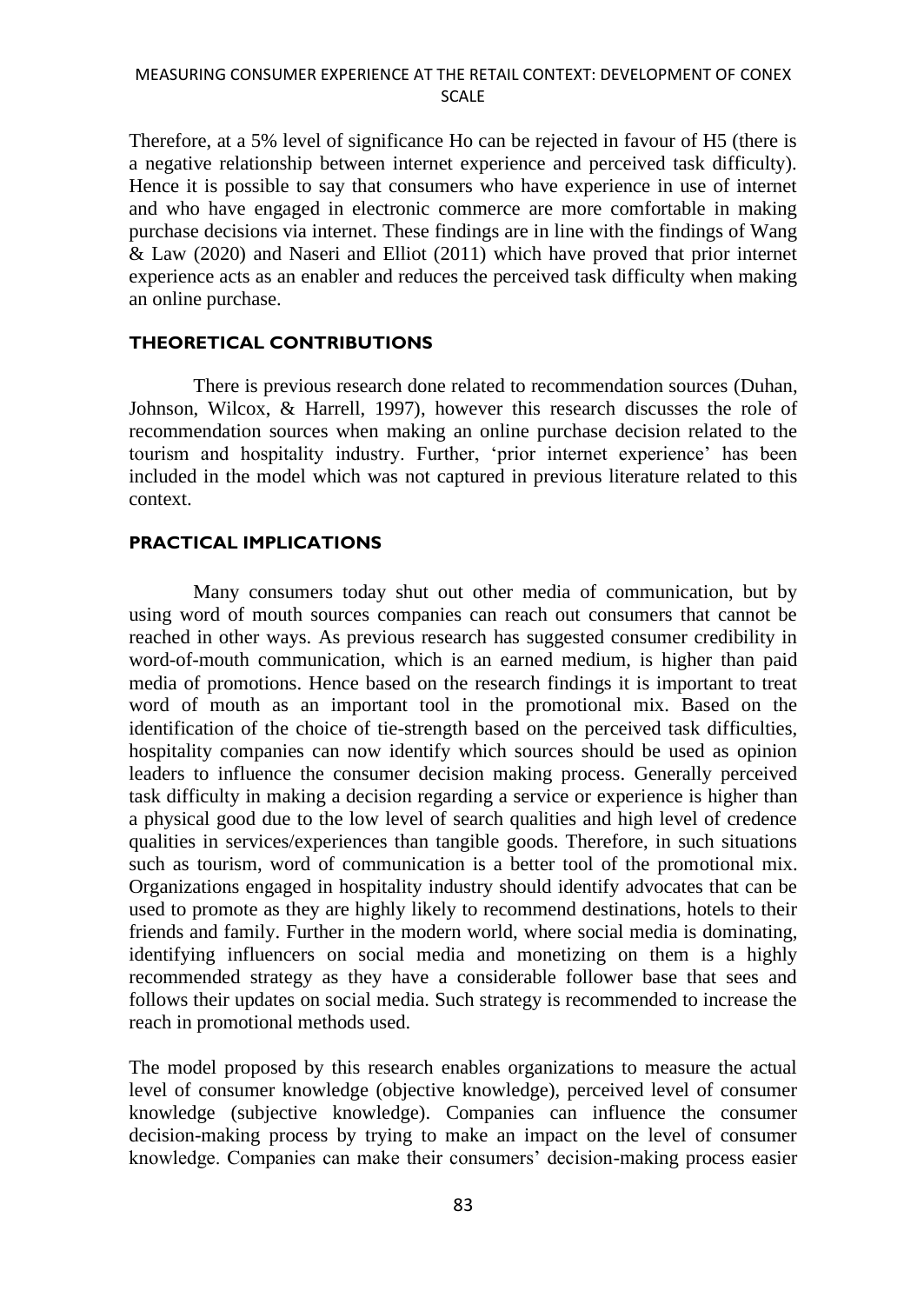Therefore, at a 5% level of significance Ho can be rejected in favour of H5 (there is a negative relationship between internet experience and perceived task difficulty). Hence it is possible to say that consumers who have experience in use of internet and who have engaged in electronic commerce are more comfortable in making purchase decisions via internet. These findings are in line with the findings of Wang & Law (2020) and Naseri and Elliot (2011) which have proved that prior internet experience acts as an enabler and reduces the perceived task difficulty when making an online purchase.

## THEORETICAL CONTRIBUTIONS

There is previous research done related to recommendation sources (Duhan, Johnson, Wilcox, & Harrell, 1997), however this research discusses the role of recommendation sources when making an online purchase decision related to the tourism and hospitality industry. Further, 'prior internet experience' has been included in the model which was not captured in previous literature related to this context.

## PRACTICAL IMPLICATIONS

Many consumers today shut out other media of communication, but by using word of mouth sources companies can reach out consumers that cannot be reached in other ways. As previous research has suggested consumer credibility in word-of-mouth communication, which is an earned medium, is higher than paid media of promotions. Hence based on the research findings it is important to treat word of mouth as an important tool in the promotional mix. Based on the identification of the choice of tie-strength based on the perceived task difficulties, hospitality companies can now identify which sources should be used as opinion leaders to influence the consumer decision making process. Generally perceived task difficulty in making a decision regarding a service or experience is higher than a physical good due to the low level of search qualities and high level of credence qualities in services/experiences than tangible goods. Therefore, in such situations such as tourism, word of communication is a better tool of the promotional mix. Organizations engaged in hospitality industry should identify advocates that can be used to promote as they are highly likely to recommend destinations, hotels to their friends and family. Further in the modern world, where social media is dominating, identifying influencers on social media and monetizing on them is a highly recommended strategy as they have a considerable follower base that sees and follows their updates on social media. Such strategy is recommended to increase the reach in promotional methods used.

The model proposed by this research enables organizations to measure the actual level of consumer knowledge (objective knowledge), perceived level of consumer knowledge (subjective knowledge). Companies can influence the consumer decision-making process by trying to make an impact on the level of consumer knowledge. Companies can make their consumers' decision-making process easier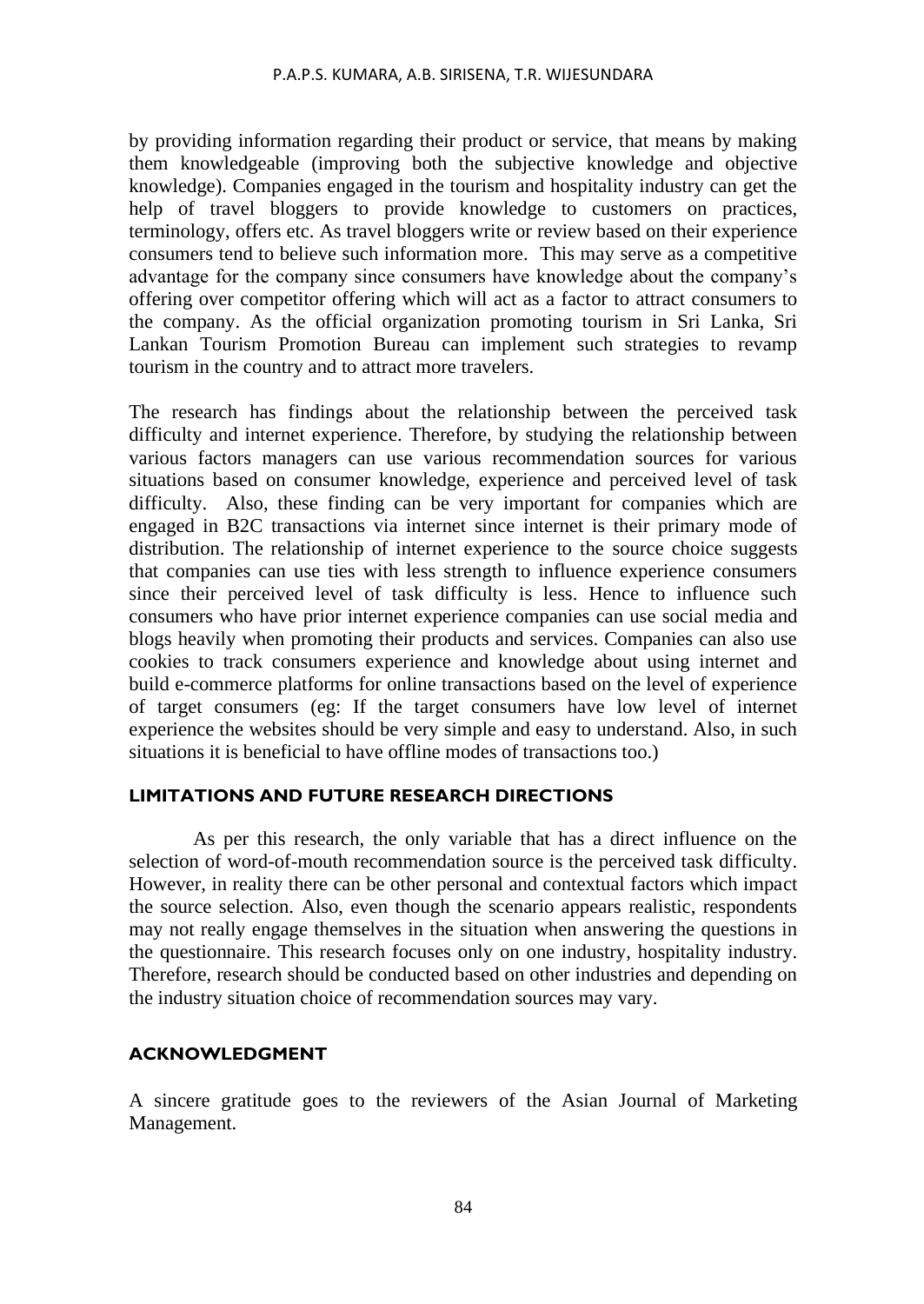by providing information regarding their product or service, that means by making them knowledgeable (improving both the subjective knowledge and objective knowledge). Companies engaged in the tourism and hospitality industry can get the help of travel bloggers to provide knowledge to customers on practices, terminology, offers etc. As travel bloggers write or review based on their experience consumers tend to believe such information more. This may serve as a competitive advantage for the company since consumers have knowledge about the company's offering over competitor offering which will act as a factor to attract consumers to the company. As the official organization promoting tourism in Sri Lanka, Sri Lankan Tourism Promotion Bureau can implement such strategies to revamp tourism in the country and to attract more travelers.

The research has findings about the relationship between the perceived task difficulty and internet experience. Therefore, by studying the relationship between various factors managers can use various recommendation sources for various situations based on consumer knowledge, experience and perceived level of task difficulty. Also, these finding can be very important for companies which are engaged in B2C transactions via internet since internet is their primary mode of distribution. The relationship of internet experience to the source choice suggests that companies can use ties with less strength to influence experience consumers since their perceived level of task difficulty is less. Hence to influence such consumers who have prior internet experience companies can use social media and blogs heavily when promoting their products and services. Companies can also use cookies to track consumers experience and knowledge about using internet and build e-commerce platforms for online transactions based on the level of experience of target consumers (eg: If the target consumers have low level of internet experience the websites should be very simple and easy to understand. Also, in such situations it is beneficial to have offline modes of transactions too.)

## LIMITATIONS AND FUTURE RESEARCH DIRECTIONS

As per this research, the only variable that has a direct influence on the selection of word-of-mouth recommendation source is the perceived task difficulty. However, in reality there can be other personal and contextual factors which impact the source selection. Also, even though the scenario appears realistic, respondents may not really engage themselves in the situation when answering the questions in the questionnaire. This research focuses only on one industry, hospitality industry. Therefore, research should be conducted based on other industries and depending on the industry situation choice of recommendation sources may vary.

## ACKNOWLEDGMENT

A sincere gratitude goes to the reviewers of the Asian Journal of Marketing Management.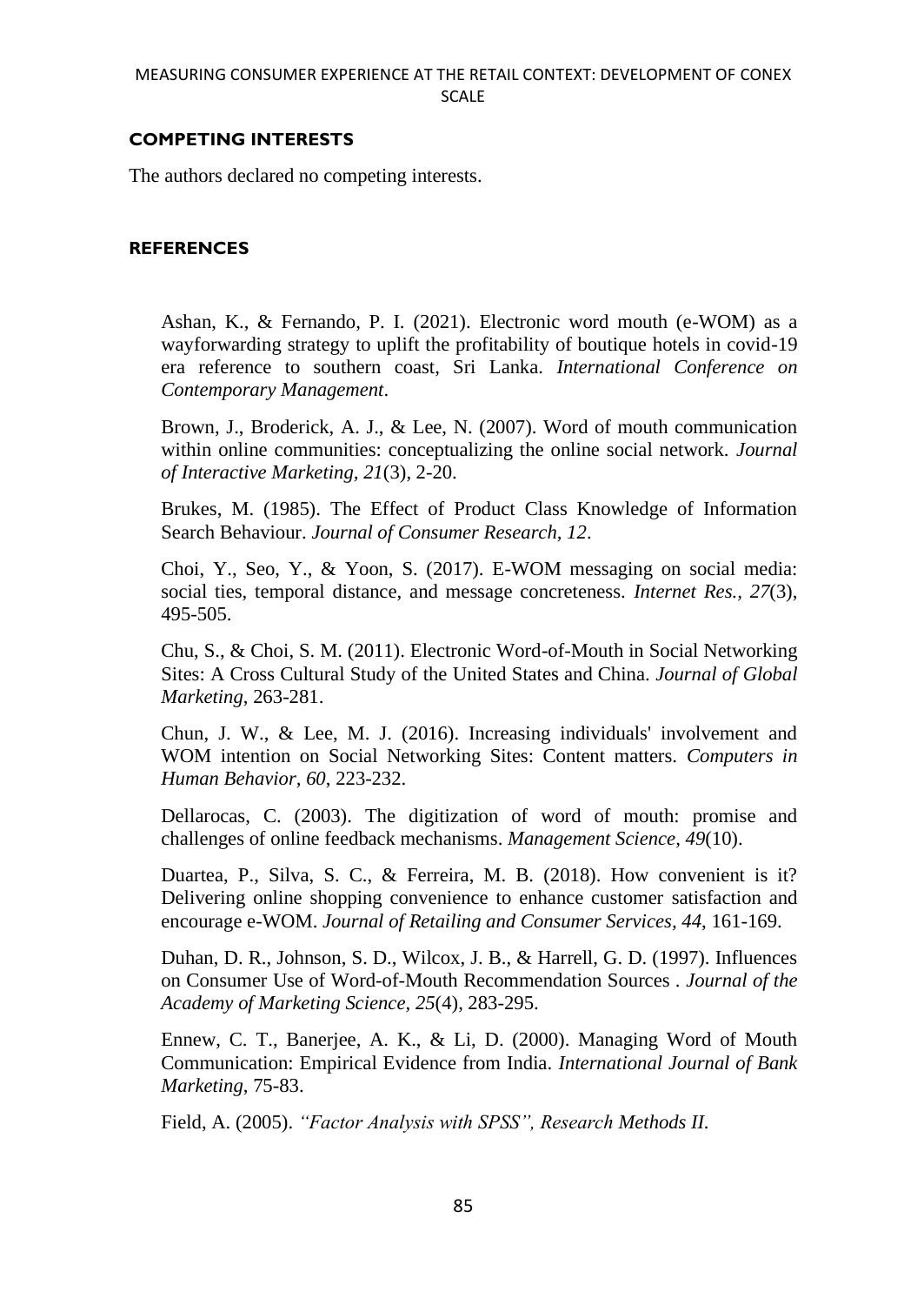## COMPETING INTERESTS

The authors declared no competing interests.

## REFERENCES

Ashan, K., & Fernando, P. I. (2021). Electronic word mouth (e-WOM) as a wayforwarding strategy to uplift the profitability of boutique hotels in covid-19 era reference to southern coast, Sri Lanka. *International Conference on Contemporary Management*.

Brown, J., Broderick, A. J., & Lee, N. (2007). Word of mouth communication within online communities: conceptualizing the online social network. *Journal of Interactive Marketing*, *21*(3), 2-20.

Brukes, M. (1985). The Effect of Product Class Knowledge of Information Search Behaviour. *Journal of Consumer Research, 12*.

Choi, Y., Seo, Y., & Yoon, S. (2017). E-WOM messaging on social media: social ties, temporal distance, and message concreteness. *Internet Res.*, *27*(3), 495-505.

Chu, S., & Choi, S. M. (2011). Electronic Word-of-Mouth in Social Networking Sites: A Cross Cultural Study of the United States and China. *Journal of Global Marketing*, 263-281.

Chun, J. W., & Lee, M. J. (2016). Increasing individuals' involvement and WOM intention on Social Networking Sites: Content matters. *Computers in Human Behavior*, *60*, 223-232.

Dellarocas, C. (2003). The digitization of word of mouth: promise and challenges of online feedback mechanisms. *Management Science, 49*(10).

Duartea, P., Silva, S. C., & Ferreira, M. B. (2018). How convenient is it? Delivering online shopping convenience to enhance customer satisfaction and encourage e-WOM. *Journal of Retailing and Consumer Services, 44*, 161-169.

Duhan, D. R., Johnson, S. D., Wilcox, J. B., & Harrell, G. D. (1997). Influences on Consumer Use of Word-of-Mouth Recommendation Sources . *Journal of the Academy of Marketing Science*, *25*(4), 283-295.

Ennew, C. T., Banerjee, A. K., & Li, D. (2000). Managing Word of Mouth Communication: Empirical Evidence from India. *International Journal of Bank Marketing*, 75-83.

Field, A. (2005). *"Factor Analysis with SPSS", Research Methods II.*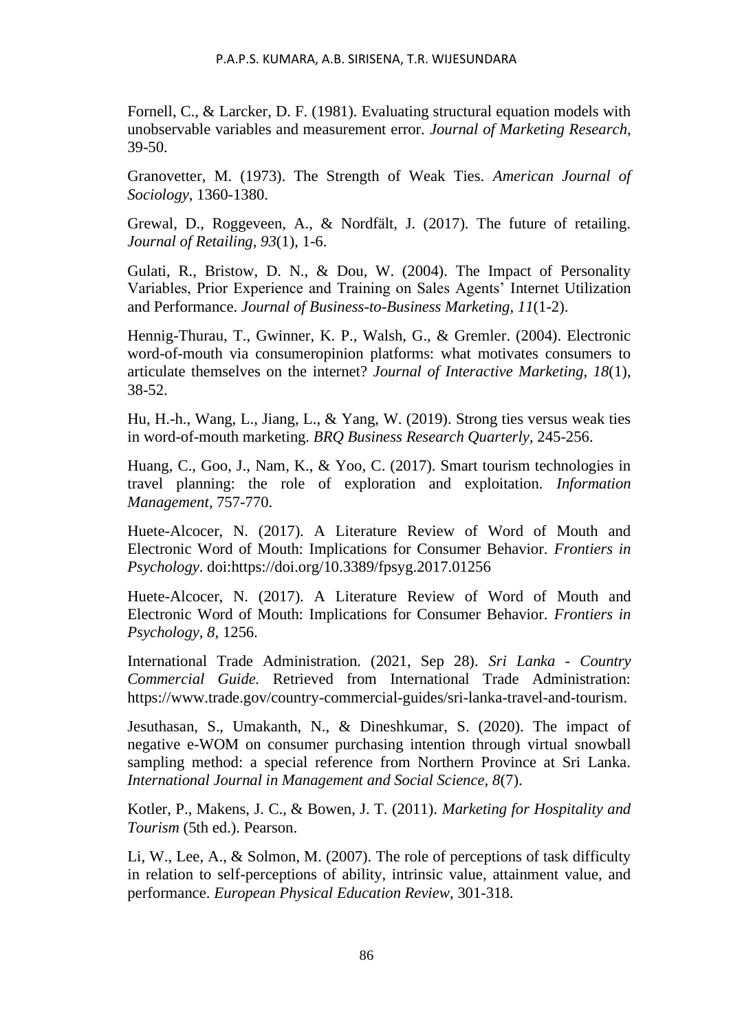Fornell, C., & Larcker, D. F. (1981). Evaluating structural equation models with unobservable variables and measurement error. *Journal of Marketing Research*, 39-50.

Granovetter, M. (1973). The Strength of Weak Ties. *American Journal of Sociology*, 1360-1380.

Grewal, D., Roggeveen, A., & Nordfält, J. (2017). The future of retailing. *Journal of Retailing, 93*(1), 1-6.

Gulati, R., Bristow, D. N., & Dou, W. (2004). The Impact of Personality Variables, Prior Experience and Training on Sales Agents' Internet Utilization and Performance. *Journal of Business-to-Business Marketing, 11*(1-2).

Hennig-Thurau, T., Gwinner, K. P., Walsh, G., & Gremler. (2004). Electronic word-of-mouth via consumeropinion platforms: what motivates consumers to articulate themselves on the internet? *Journal of Interactive Marketing, 18*(1), 38-52.

Hu, H.-h., Wang, L., Jiang, L., & Yang, W. (2019). Strong ties versus weak ties in word-of-mouth marketing. *BRQ Business Research Quarterly*, 245-256.

Huang, C., Goo, J., Nam, K., & Yoo, C. (2017). Smart tourism technologies in travel planning: the role of exploration and exploitation. *Information Management*, 757-770.

Huete-Alcocer, N. (2017). A Literature Review of Word of Mouth and Electronic Word of Mouth: Implications for Consumer Behavior. *Frontiers in Psychology*. doi:https://doi.org/10.3389/fpsyg.2017.01256

Huete-Alcocer, N. (2017). A Literature Review of Word of Mouth and Electronic Word of Mouth: Implications for Consumer Behavior. *Frontiers in Psychology, 8*, 1256.

International Trade Administration. (2021, Sep 28). *Sri Lanka - Country Commercial Guide.* Retrieved from International Trade Administration: https://www.trade.gov/country-commercial-guides/sri-lanka-travel-and-tourism.

Jesuthasan, S., Umakanth, N., & Dineshkumar, S. (2020). The impact of negative e-WOM on consumer purchasing intention through virtual snowball sampling method: a special reference from Northern Province at Sri Lanka. *International Journal in Management and Social Science, 8*(7).

Kotler, P., Makens, J. C., & Bowen, J. T. (2011). *Marketing for Hospitality and Tourism* (5th ed.). Pearson.

Li, W., Lee, A., & Solmon, M. (2007). The role of perceptions of task difficulty in relation to self-perceptions of ability, intrinsic value, attainment value, and performance. *European Physical Education Review*, 301-318.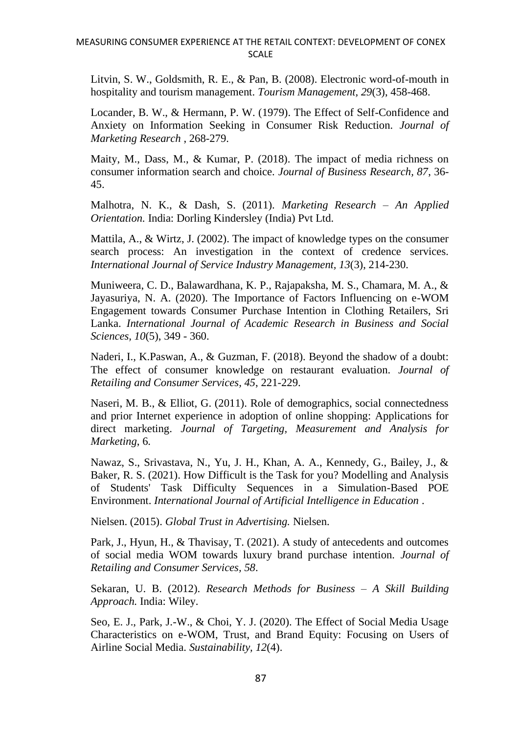Litvin, S. W., Goldsmith, R. E., & Pan, B. (2008). Electronic word-of-mouth in hospitality and tourism management. *Tourism Management, 29*(3), 458-468.

Locander, B. W., & Hermann, P. W. (1979). The Effect of Self-Confidence and Anxiety on Information Seeking in Consumer Risk Reduction. *Journal of Marketing Research* , 268-279.

Maity, M., Dass, M., & Kumar, P. (2018). The impact of media richness on consumer information search and choice. *Journal of Business Research, 87*, 36-45.

Malhotra, N. K., & Dash, S. (2011). *Marketing Research – An Applied Orientation.* India: Dorling Kindersley (India) Pvt Ltd.

Mattila, A., & Wirtz, J. (2002). The impact of knowledge types on the consumer search process: An investigation in the context of credence services. *International Journal of Service Industry Management, 13*(3), 214-230.

Muniweera, C. D., Balawardhana, K. P., Rajapaksha, M. S., Chamara, M. A., & Jayasuriya, N. A. (2020). The Importance of Factors Influencing on e-WOM Engagement towards Consumer Purchase Intention in Clothing Retailers, Sri Lanka. *International Journal of Academic Research in Business and Social Sciences, 10*(5), 349 - 360.

Naderi, I., K.Paswan, A., & Guzman, F. (2018). Beyond the shadow of a doubt: The effect of consumer knowledge on restaurant evaluation. *Journal of Retailing and Consumer Services, 45*, 221-229.

Naseri, M. B., & Elliot, G. (2011). Role of demographics, social connectedness and prior Internet experience in adoption of online shopping: Applications for direct marketing. *Journal of Targeting, Measurement and Analysis for Marketing*, 6.

Nawaz, S., Srivastava, N., Yu, J. H., Khan, A. A., Kennedy, G., Bailey, J., & Baker, R. S. (2021). How Difficult is the Task for you? Modelling and Analysis of Students' Task Difficulty Sequences in a Simulation-Based POE Environment. *International Journal of Artificial Intelligence in Education* .

Nielsen. (2015). *Global Trust in Advertising.* Nielsen.

Park, J., Hyun, H., & Thavisay, T. (2021). A study of antecedents and outcomes of social media WOM towards luxury brand purchase intention. *Journal of Retailing and Consumer Services, 58*.

Sekaran, U. B. (2012). *Research Methods for Business – A Skill Building Approach.* India: Wiley.

Seo, E. J., Park, J.-W., & Choi, Y. J. (2020). The Effect of Social Media Usage Characteristics on e-WOM, Trust, and Brand Equity: Focusing on Users of Airline Social Media. *Sustainability, 12*(4).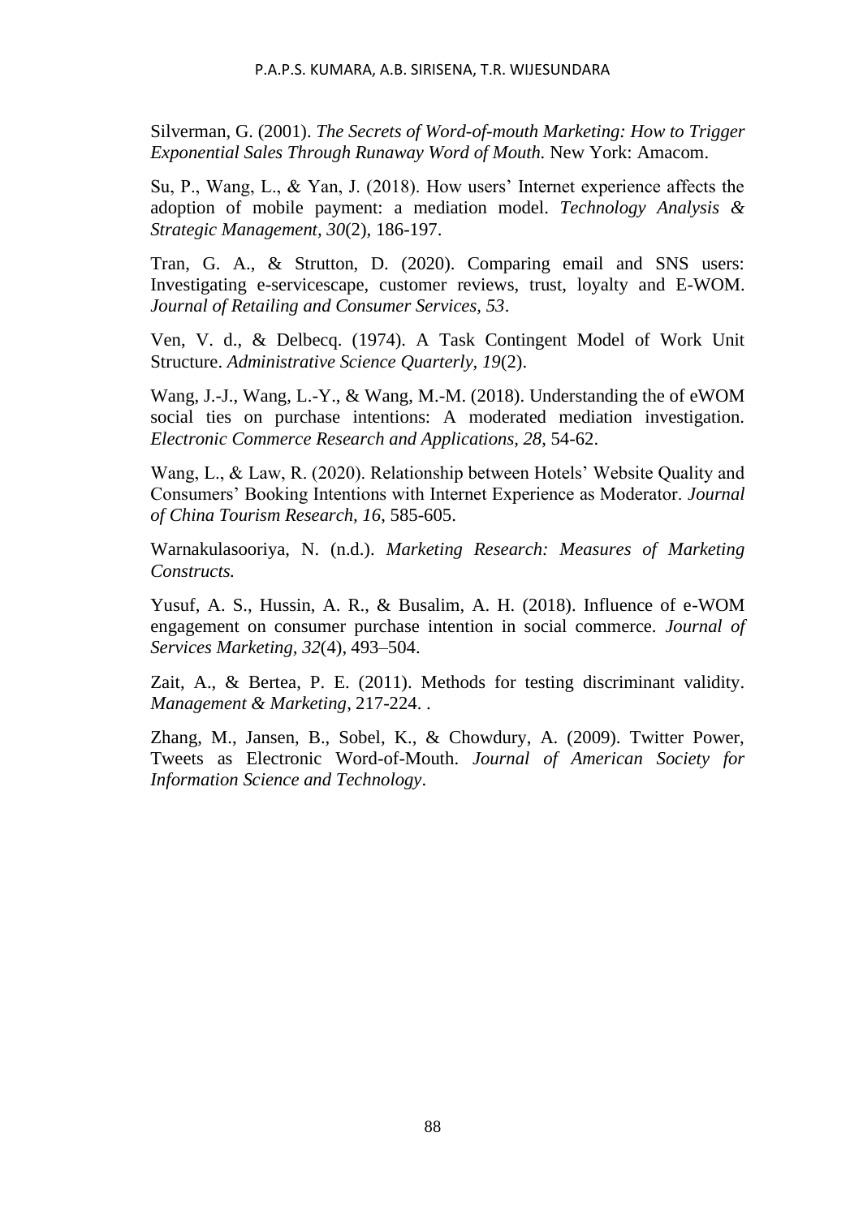Silverman, G. (2001). *The Secrets of Word-of-mouth Marketing: How to Trigger Exponential Sales Through Runaway Word of Mouth.* New York: Amacom.

Su, P., Wang, L., & Yan, J. (2018). How users' Internet experience affects the adoption of mobile payment: a mediation model. *Technology Analysis & Strategic Management, 30*(2), 186-197.

Tran, G. A., & Strutton, D. (2020). Comparing email and SNS users: Investigating e-servicescape, customer reviews, trust, loyalty and E-WOM. *Journal of Retailing and Consumer Services, 53*.

Ven, V. d., & Delbecq. (1974). A Task Contingent Model of Work Unit Structure. *Administrative Science Quarterly, 19*(2).

Wang, J.-J., Wang, L.-Y., & Wang, M.-M. (2018). Understanding the of eWOM social ties on purchase intentions: A moderated mediation investigation. *Electronic Commerce Research and Applications, 28*, 54-62.

Wang, L., & Law, R. (2020). Relationship between Hotels' Website Quality and Consumers' Booking Intentions with Internet Experience as Moderator. *Journal of China Tourism Research, 16*, 585-605.

Warnakulasooriya, N. (n.d.). *Marketing Research: Measures of Marketing Constructs.*

Yusuf, A. S., Hussin, A. R., & Busalim, A. H. (2018). Influence of e-WOM engagement on consumer purchase intention in social commerce. *Journal of Services Marketing, 32*(4), 493–504.

Zait, A., & Bertea, P. E. (2011). Methods for testing discriminant validity. *Management & Marketing*, 217-224. .

Zhang, M., Jansen, B., Sobel, K., & Chowdury, A. (2009). Twitter Power, Tweets as Electronic Word-of-Mouth. *Journal of American Society for Information Science and Technology*.